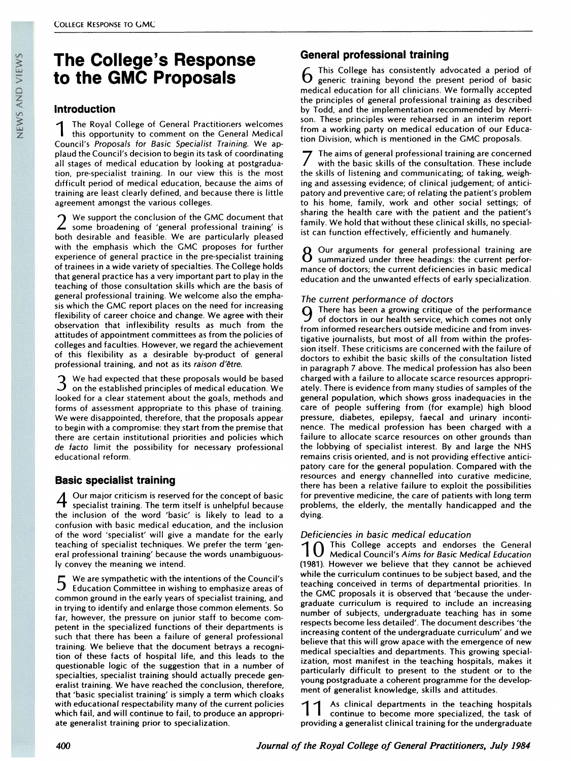# The College's Response to the GMC Proposals

## Introduction

1 The Royal College of General Practitioners welcomes this opportunity to comment on the General Medical Council's *Proposals for Basic Specialist Training.* We applaud the Council's decision to begin its task of coordinating all stages of medical education by looking at postgraduation, pre-specialist training. In our view this is the most difficult period of medical education, because the aims of training are least clearly defined, and because there is little agreement amongst the various colleges.

2 We support the conclusion of the GMC document that some broadening of 'general professional training' is both desirable and feasible. We are particularly pleased with the emphasis which the GMC proposes for further experience of general practice in the pre-specialist training of trainees in a wide variety of specialties. The College holds that general practice has a very important part to play in the teaching of those consultation skills which are the basis of general professional training. We welcome also the emphasis which the GMC report places on the need for increasing flexibility of career choice and change. We agree with their observation that inflexibility results as much from the attitudes of appointment committees as from the policies of colleges and faculties. However, we regard the achievement of this flexibility as a desirable by-product of general professional training, and not as its *raison d'être.*

3 We had expected that these proposals would be based on the established principles of medical education. We looked for a clear statement about the goals, methods and forms of assessment appropriate to this phase of training. We were disappointed, therefore, that the proposals appear to begin with a compromise: they start from the premise that there are certain institutional priorities and policies which *de facto* limit the possibility for necessary professional educational reform.

## Basic specialist training

4 Our major criticism is reserved for the concept of basic specialist training. The term itself is unhelpful because the inclusion of the word 'basic' is likely to lead to a confusion with basic medical education, and the inclusion of the word 'specialist' will give a mandate for the early teaching of specialist techniques. We prefer the term 'general professional training' because the words unambiguously convey the meaning we intend.

5 We are sympathetic with the intentions of the Council's Education Committee in wishing to emphasize areas of common ground in the early years of specialist training, and in trying to identify and enlarge those common elements. So far, however, the pressure on junior staff to become competent in the specialized functions of their departments is such that there has been a failure of general professional training. We believe that the document betrays a recognition of these facts of hospital life, and this leads to the questionable logic of the suggestion that in a number of specialties, specialist training should actually precede generalist training. We have reached the conclusion, therefore, that 'basic specialist training' is simply a term which cloaks with educational respectability many of the current policies which fail, and will continue to fail, to produce an appropriate generalist training prior to specialization.

## General professional training

6 This College has consistently advocated a period of generic training beyond the present period of basic medical education for all clinicians. We formally accepted the principles of general professional training as described by Todd, and the implementation recommended by Merrison. These principles were rehearsed in an interim report from a working party on medical education of our Education Division, which is mentioned in the GMC proposals.

7 The aims of general professional training are concerned with the basic skills of the consultation. These include the skills of listening and communicating; of taking, weighing and assessing evidence; of clinical judgement; of anticipatory and preventive care; of relating the patient's problem to his home, family, work and other social settings; of sharing the health care with the patient and the patient's family. We hold that without these clinical skills, no specialist can function effectively, efficiently and humanely.

8 Our arguments for general professional training are summarized under three headings: the current performance of doctors; the current deficiencies in basic medical education and the unwanted effects of early specialization.

### *The current performance of doctors*

9 There has been a growing critique of the performance of doctors in our health service, which comes not only from informed researchers outside medicine and from investigative journalists, but most of all from within the profession itself. These criticisms are concerned with the failure of doctors to exhibit the basic skills of the consultation listed in paragraph 7 above. The medical profession has also been charged with a failure to allocate scarce resources appropriately. There is evidence from many studies of samples of the general population, which shows gross inadequacies in the care of people suffering from (for example) high blood pressure, diabetes, epilepsy, faecal and urinary incontinence. The medical profession has been charged with a failure to allocate scarce resources on other grounds than the lobbying of specialist interest. By and large the NHS remains crisis oriented, and is not providing effective anticipatory care for the general population. Compared with the resources and energy channelled into curative medicine, there has been a relative failure to exploit the possibilities for preventive medicine, the care of patients with long term problems, the elderly, the mentally handicapped and the dying.

### *Deficiencies in basic medical education*

10 This College accepts and endorses the General Medical Council's *Aims for Basic Medical Education* (1981). However we believe that they cannot be achieved while the curriculum continues to be subject based, and the teaching conceived in terms of departmental priorities. In the GMC proposals it is observed that 'because the undergraduate curriculum is required to include an increasing number of subjects, undergraduate teaching has in some respects become less detailed'. The document describes 'the increasing content of the undergraduate curriculum' and we believe that this will grow apace with the emergence of new medical specialties and departments. This growing specialization, most manifest in the teaching hospitals, makes it particularly difficult to present to the student or to the young postgraduate a coherent programme for the development of generalist knowledge, skills and attitudes.

11 As clinical departments in the teaching hospitals continue to become more specialized, the task of providing a generalist clinical training for the undergraduate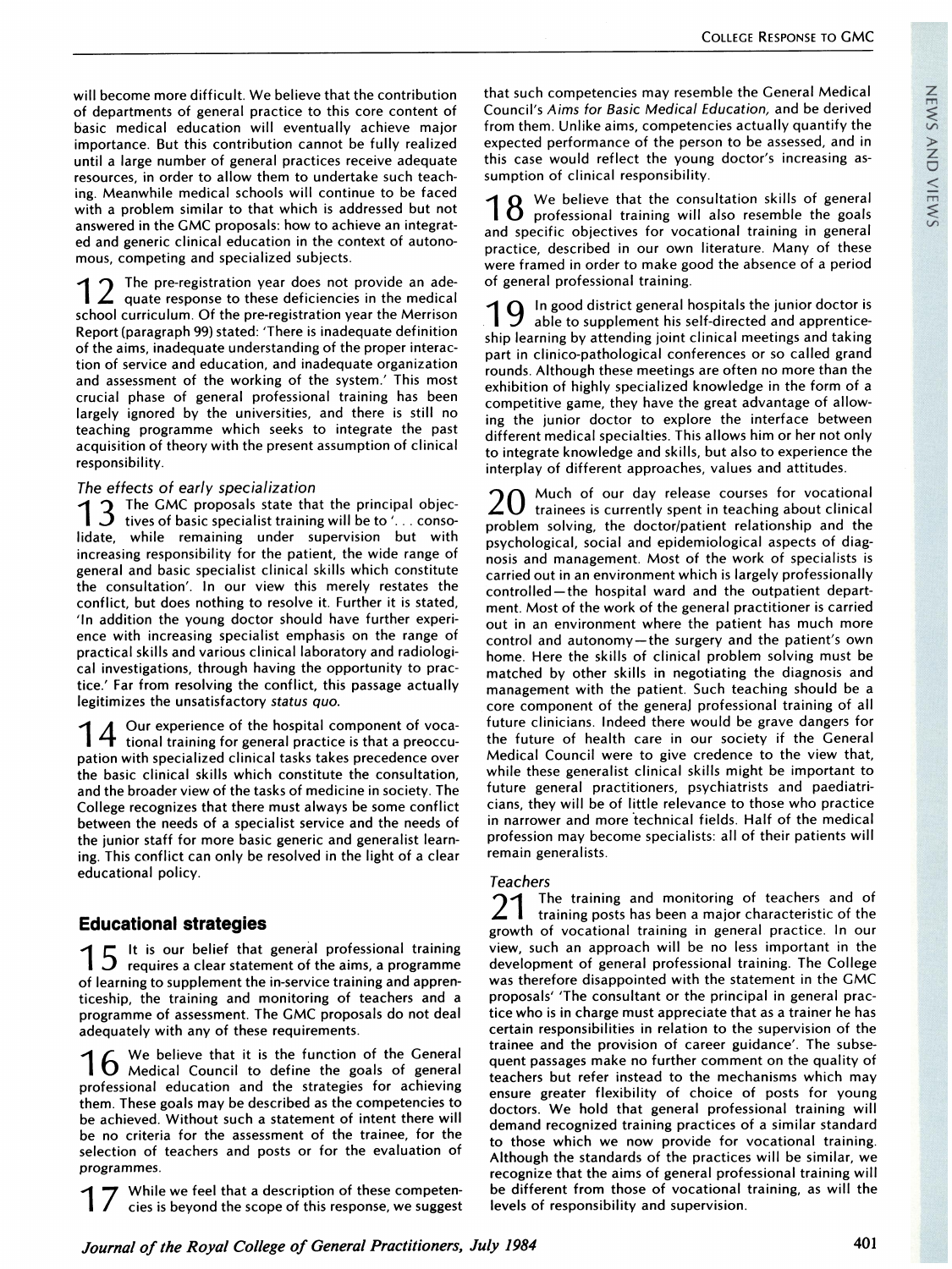will become more difficult. We believe that the contribution of departments of general practice to this core content of basic medical education will eventually achieve major importance. But this contribution cannot be fully realized until a large number of general practices receive adequate resources, in order to allow them to undertake such teaching. Meanwhile medical schools will continue to be faced with a problem similar to that which is addressed but not answered in the GMC proposals: how to achieve an integrated and generic clinical education in the context of autonomous, competing and specialized subjects.

12 The pre-registration year does not provide an adequate response to these deficiencies in the medical school curriculum. Of the pre-registration year the Merrison Report (paragraph 99) stated: 'There is inadequate definition of the aims, inadequate understanding of the proper interaction of service and education, and inadequate organization and assessment of the working of the system.' This most crucial phase of general professional training has been largely ignored by the universities, and there is still no teaching programme which seeks to integrate the past acquisition of theory with the present assumption of clinical responsibility.

### *The effects of early specialization*

13 The GMC proposals state that the principal objectives of basic specialist training will be to '... consolidate, while remaining under supervision but with increasing responsibility for the patient, the wide range of general and basic specialist clinical skills which constitute the consultation'. In our view this merely restates the conflict, but does nothing to resolve it. Further it is stated, 'In addition the young doctor should have further experience with increasing specialist emphasis on the range of practical skills and various clinical laboratory and radiological investigations, through having the opportunity to practice.' Far from resolving the conflict, this passage actually legitimizes the unsatisfactory *status quo.*

14 Our experience of the hospital component of vocational training for general practice is that a preoccupation with specialized clinical tasks takes precedence over the basic clinical skills which constitute the consultation, and the broader view of the tasks of medicine in society. The College recognizes that there must always be some conflict between the needs of a specialist service and the needs of the junior staff for more basic generic and generalist learning. This conflict can only be resolved in the light of a clear educational policy.

## Educational strategies

15 It is our belief that general professional training requires a clear statement of the aims, a programme of learning to supplement the in-service training and apprenticeship, the training and monitoring of teachers and a programme of assessment. The GMC proposals do not deal adequately with any of these requirements.

16 We believe that it is the function of the General Medical Council to define the goals of general professional education and the strategies for achieving them. These goals may be described as the competencies to be achieved. Without such a statement of intent there will be no criteria for the assessment of the trainee, for the selection of teachers and posts or for the evaluation of programmes.

17 While we feel that a description of these competencies is beyond the scope of this response, we suggest that such competencies may resemble the General Medical Council's *Aims for Basic Medical Education,* and be derived from them. Unlike aims, competencies actually quantify the expected performance of the person to be assessed, and in this case would reflect the young doctor's increasing assumption of clinical responsibility.

18 We believe that the consultation skills of general professional training will also resemble the goals and specific objectives for vocational training in general practice, described in our own literature. Many of these were framed in order to make good the absence of a period of general professional training.

19 In good district general hospitals the junior doctor is able to supplement his self-directed and apprenticeship learning by attending joint clinical meetings and taking part in clinico-pathological conferences or so called grand rounds. Although these meetings are often no more than the exhibition of highly specialized knowledge in the form of a competitive game, they have the great advantage of allowing the junior doctor to explore the interface between different medical specialties. This allows him or her not only to integrate knowledge and skills, but also to experience the interplay of different approaches, values and attitudes.

20 Much of our day release courses for vocational trainees is currently spent in teaching about clinical problem solving, the doctor/patient relationship and the psychological, social and epidemiological aspects of diagnosis and management. Most of the work of specialists is carried out in an environment which is largely professionally controlled—the hospital ward and the outpatient department. Most of the work of the general practitioner is carried out in an environment where the patient has much more control and autonomy—the surgery and the patient's own home. Here the skills of clinical problem solving must be matched by other skills in negotiating the diagnosis and management with the patient. Such teaching should be a core component of the general professional training of all future clinicians. Indeed there would be grave dangers for the future of health care in our society if the General Medical Council were to give credence to the view that, while these generalist clinical skills might be important to future general practitioners, psychiatrists and paediatricians, they will be of little relevance to those who practice in narrower and more technical fields. Half of the medical profession may become specialists: all of their patients will remain generalists.

### *Teachers*

21 The training and monitoring of teachers and of training posts has been a major characteristic of the growth of vocational training in general practice. In our view, such an approach will be no less important in the development of general professional training. The College was therefore disappointed with the statement in the GMC proposals' 'The consultant or the principal in general practice who is in charge must appreciate that as a trainer he has certain responsibilities in relation to the supervision of the trainee and the provision of career guidance'. The subsequent passages make no further comment on the quality of teachers but refer instead to the mechanisms which may ensure greater flexibility of choice of posts for young doctors. We hold that general professional training will demand recognized training practices of a similar standard to those which we now provide for vocational training. Although the standards of the practices will be similar, we recognize that the aims of general professional training will be different from those of vocational training, as will the levels of responsibility and supervision.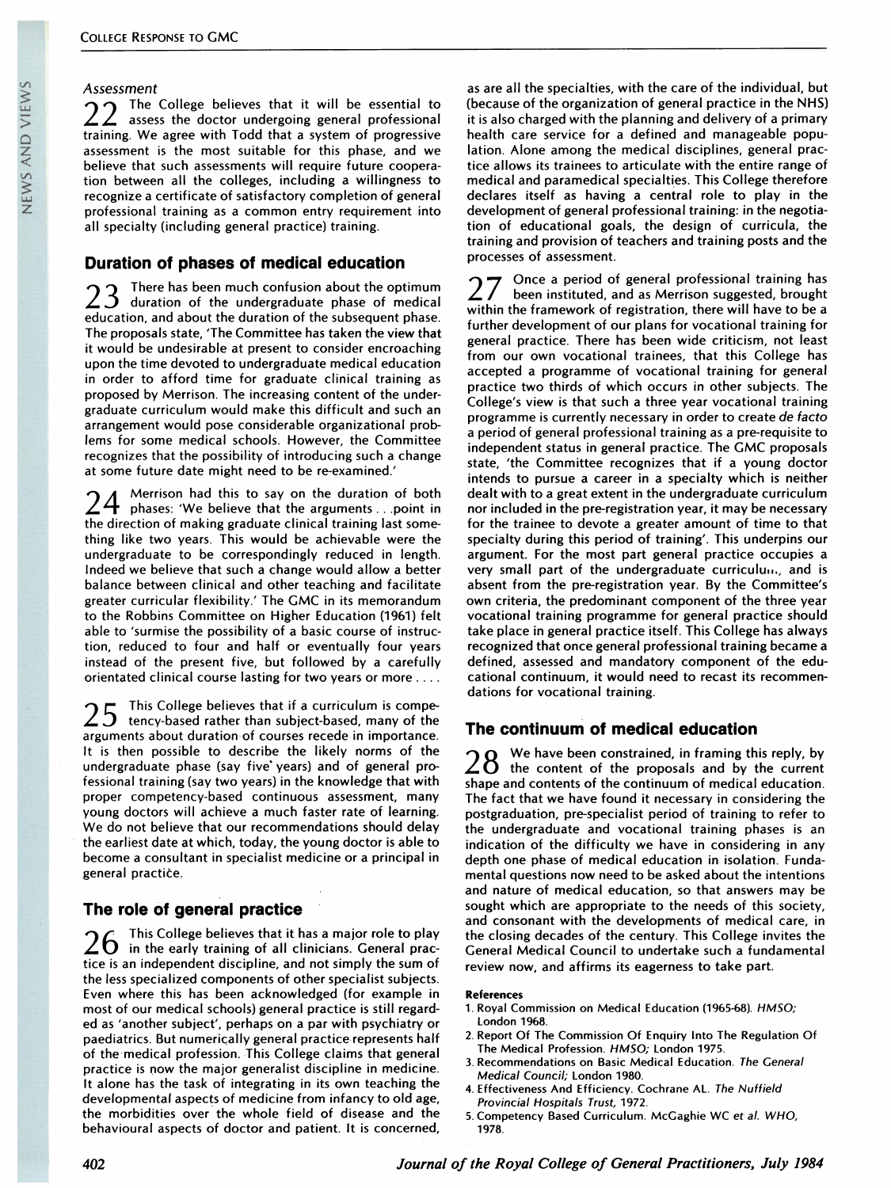*Assessment*

22 The College believes that it will be essential to assess the doctor undergoing general professional training. We agree with Todd that a system of progressive assessment is the most suitable for this phase, and we believe that such assessments will require future cooperation between all the colleges, including a willingness to recognize a certificate of satisfactory completion of general professional training as a common entry requirement into all specialty (including general practice) training.

## Duration of phases of medical education

23 There has been much confusion about the optimum duration of the undergraduate phase of medical education, and about the duration of the subsequent phase. The proposals state, 'The Committee has taken the view that it would be undesirable at present to consider encroaching upon the time devoted to undergraduate medical education in order to afford time for graduate clinical training as proposed by Merrison. The increasing content of the undergraduate curriculum would make this difficult and such an arrangement would pose considerable organizational problems for some medical schools. However, the Committee recognizes that the possibility of introducing such a change at some future date might need to be re-examined.'

24 Merrison had this to say on the duration of both phases: 'We believe that the arguments . . .point in the direction of making graduate clinical training last something like two years. This would be achievable were the undergraduate to be correspondingly reduced in length. Indeed we believe that such a change would allow a better balance between clinical and other teaching and facilitate greater curricular flexibility.' The GMC in its memorandum to the Robbins Committee on Higher Education (1961) felt able to 'surmise the possibility of a basic course of instruction, reduced to four and half or eventually four years instead of the present five, but followed by a carefully orientated clinical course lasting for two years or more . . . .

25 This College believes that if a curriculum is competency-based rather than subject-based, many of the arguments about duration of courses recede in importance. It is then possible to describe the likely norms of the undergraduate phase (say five years) and of general professional training (say two years) in the knowledge that with proper competency-based continuous assessment, many young doctors will achieve a much faster rate of learning. We do not believe that our recommendations should delay the earliest date at which, today, the young doctor is able to become a consultant in specialist medicine or a principal in general practice.

## The role of general practice

26 This College believes that it has a major role to play in the early training of all clinicians. General practice is an independent discipline, and not simply the sum of the less specialized components of other specialist subjects. Even where this has been acknowledged (for example in most of our medical schools) general practice is still regarded as 'another subject', perhaps on a par with psychiatry or paediatrics. But numerically general practice represents half of the medical profession. This College claims that general practice is now the major generalist discipline in medicine. It alone has the task of integrating in its own teaching the developmental aspects of medicine from infancy to old age, the morbidities over the whole field of disease and the behavioural aspects of doctor and patient. It is concerned, as are all the specialties, with the care of the individual, but (because of the organization of general practice in the NHS) it is also charged with the planning and delivery of a primary health care service for a defined and manageable population. Alone among the medical disciplines, general practice allows its trainees to articulate with the entire range of medical and paramedical specialties. This College therefore declares itself as having a central role to play in the development of general professional training: in the negotiation of educational goals, the design of curricula, the training and provision of teachers and training posts and the processes of assessment.

27 Once a period of general professional training has been instituted, and as Merrison suggested, brought within the framework of registration, there will have to be a further development of our plans for vocational training for general practice. There has been wide criticism, not least from our own vocational trainees, that this College has accepted a programme of vocational training for general practice two thirds of which occurs in other subjects. The College's view is that such a three year vocational training programme is currently necessary in order to create *de facto* a period of general professional training as a pre-requisite to independent status in general practice. The GMC proposals state, 'the Committee recognizes that if a young doctor intends to pursue a career in a specialty which is neither dealt with to a great extent in the undergraduate curriculum nor included in the pre-registration year, it may be necessary for the trainee to devote a greater amount of time to that specialty during this period of training'. This underpins our argument. For the most part general practice occupies a very small part of the undergraduate curriculum, and is absent from the pre-registration year. By the Committee's own criteria, the predominant component of the three year vocational training programme for general practice should take place in general practice itself. This College has always recognized that once general professional training became a defined, assessed and mandatory component of the educational continuum, it would need to recast its recommendations for vocational training.

## The continuum of medical education

28 We have been constrained, in framing this reply, by the content of the proposals and by the current shape and contents of the continuum of medical education. The fact that we have found it necessary in considering the postgraduation, pre-specialist period of training to refer to the undergraduate and vocational training phases is an indication of the difficulty we have in considering in any depth one phase of medical education in isolation. Fundamental questions now need to be asked about the intentions and nature of medical education, so that answers may be sought which are appropriate to the needs of this society, and consonant with the developments of medical care, in the closing decades of the century. This College invites the General Medical Council to undertake such a fundamental review now, and affirms its eagerness to take part.

**References**

1. Royal Commission on Medical Education (1965-68). *HMSO;* London 1968.
2. Report Of The Commission Of Enquiry Into The Regulation Of The Medical Profession. *HMSO;* London 1975.
3. Recommendations on Basic Medical Education. *The General Medical Council;* London 1980.
4. Effectiveness And Efficiency. Cochrane AL. *The Nuffield Provincial Hospitals Trust,* 1972.
5. Competency Based Curriculum. McGaghie WC *et al. WHO,* 1978.